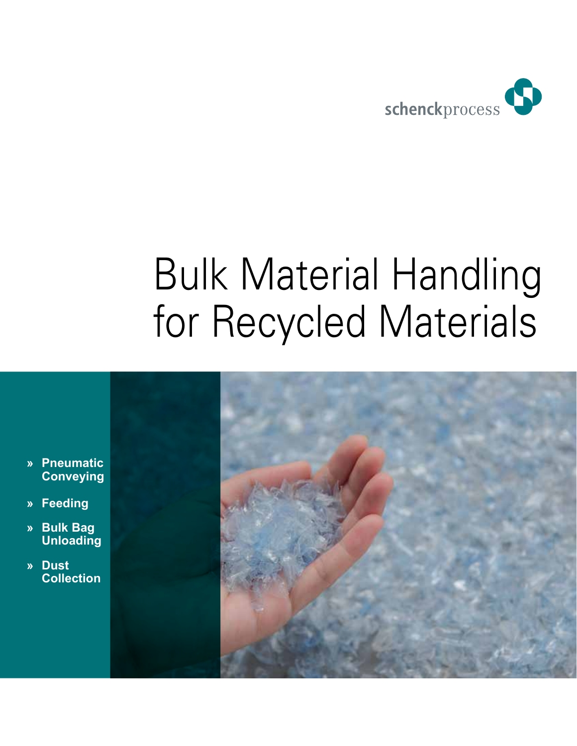schenckprocess

# Bulk Material Handling for Recycled Materials

- » **Pneumatic Conveying**
- » **Feeding**
- » **Bulk Bag Unloading**
- » **Dust Collection**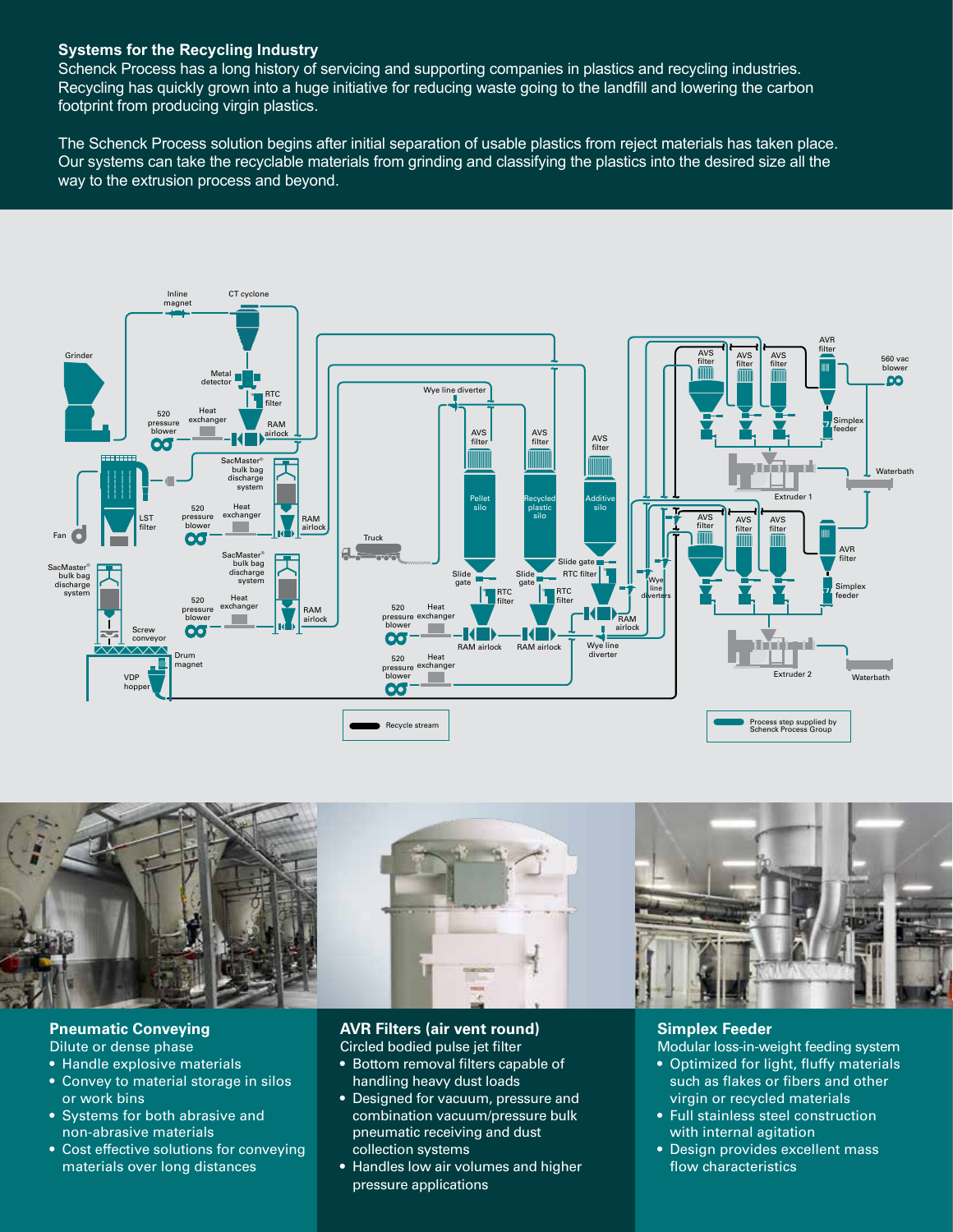## Systems for the Recycling Industry

Schenck Process has a long history of servicing and supporting companies in plastics and recycling industries. Recycling has quickly grown into a huge initiative for reducing waste going to the landfill and lowering the carbon footprint from producing virgin plastics.

The Schenck Process solution begins after initial separation of usable plastics from reject materials has taken place. Our systems can take the recyclable materials from grinding and classifying the plastics into the desired size all the way to the extrusion process and beyond.

### Pneumatic Conveying

Dilute or dense phase

- Handle explosive materials
- Convey to material storage in silos or work bins
- Systems for both abrasive and non-abrasive materials
- Cost effective solutions for conveying materials over long distances

### AVR Filters (air vent round)

Circled bodied pulse jet filter

- Bottom removal filters capable of handling heavy dust loads
- Designed for vacuum, pressure and combination vacuum/pressure bulk pneumatic receiving and dust collection systems
- Handles low air volumes and higher pressure applications

### Simplex Feeder

Modular loss-in-weight feeding system

- Optimized for light, fluffy materials such as flakes or fibers and other virgin or recycled materials
- Full stainless steel construction with internal agitation
- Design provides excellent mass flow characteristics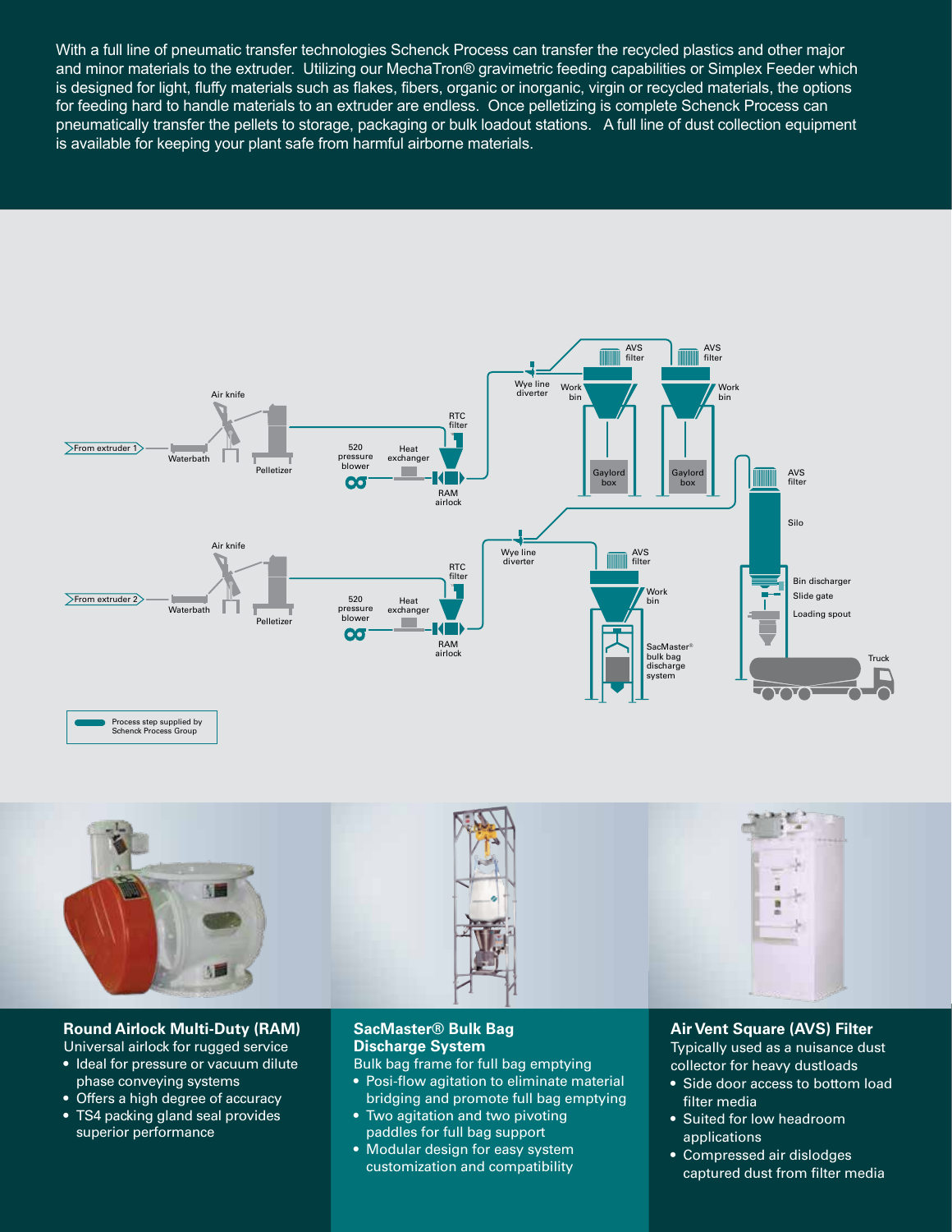With a full line of pneumatic transfer technologies Schenck Process can transfer the recycled plastics and other major and minor materials to the extruder. Utilizing our MechaTron® gravimetric feeding capabilities or Simplex Feeder which is designed for light, fluffy materials such as flakes, fibers, organic or inorganic, virgin or recycled materials, the options for feeding hard to handle materials to an extruder are endless. Once pelletizing is complete Schenck Process can pneumatically transfer the pellets to storage, packaging or bulk loadout stations. A full line of dust collection equipment is available for keeping your plant safe from harmful airborne materials.

From extruder 1 · Waterbath · Air knife · Pelletizer · 520 pressure blower · Heat exchanger · RTC filter · RAM airlock · Wye line diverter · AVS filter · Work bin · Gaylord box · AVS filter · Work bin · Gaylord box

From extruder 2 · Waterbath · Air knife · Pelletizer · 520 pressure blower · Heat exchanger · RTC filter · RAM airlock · Wye line diverter · AVS filter · Work bin · SacMaster® bulk bag discharge system

AVS filter · Silo · Bin discharger · Slide gate · Loading spout · Truck

Process step supplied by Schenck Process Group

### Round Airlock Multi-Duty (RAM)

Universal airlock for rugged service

- Ideal for pressure or vacuum dilute phase conveying systems
- Offers a high degree of accuracy
- TS4 packing gland seal provides superior performance

### SacMaster® Bulk Bag Discharge System

Bulk bag frame for full bag emptying

- Posi-flow agitation to eliminate material bridging and promote full bag emptying
- Two agitation and two pivoting paddles for full bag support
- Modular design for easy system customization and compatibility

### Air Vent Square (AVS) Filter

Typically used as a nuisance dust collector for heavy dustloads

- Side door access to bottom load filter media
- Suited for low headroom applications
- Compressed air dislodges captured dust from filter media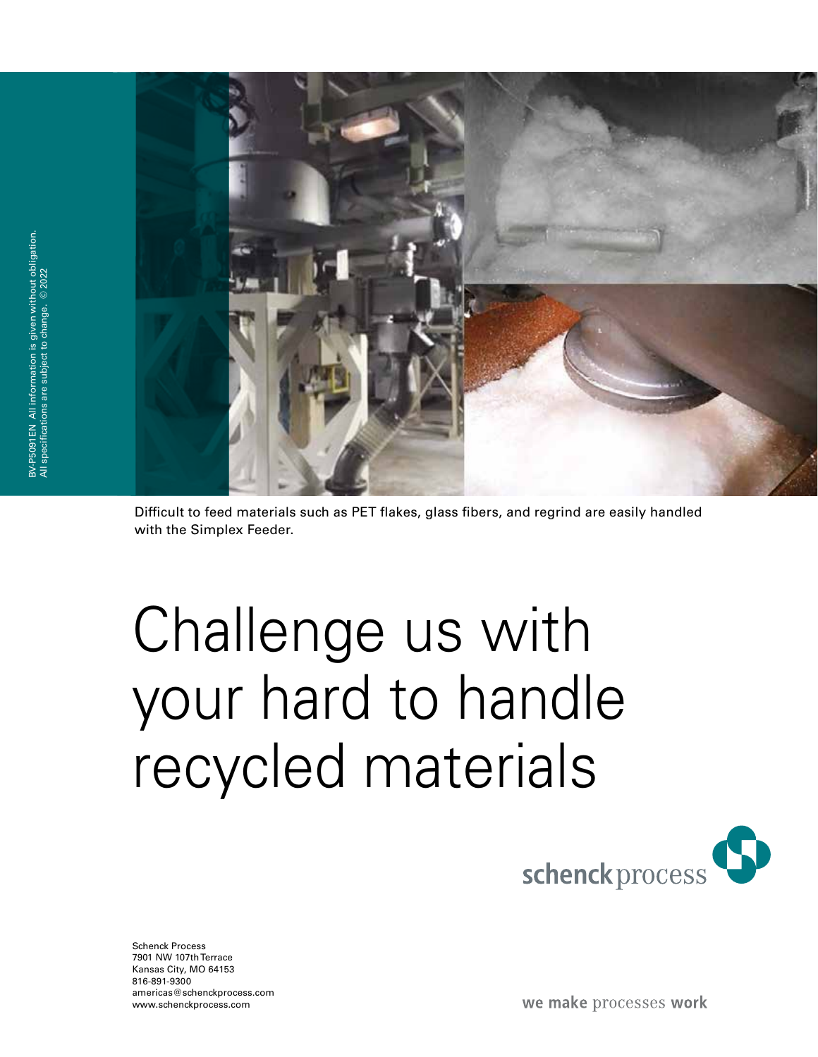BV-P5091EN All information is given without obligation. All specifications are subject to change. © 2022

Difficult to feed materials such as PET flakes, glass fibers, and regrind are easily handled with the Simplex Feeder.

# Challenge us with your hard to handle recycled materials

schenck process

Schenck Process
7901 NW 107th Terrace
Kansas City, MO 64153
816-891-9300
americas@schenckprocess.com
www.schenckprocess.com

we make processes work